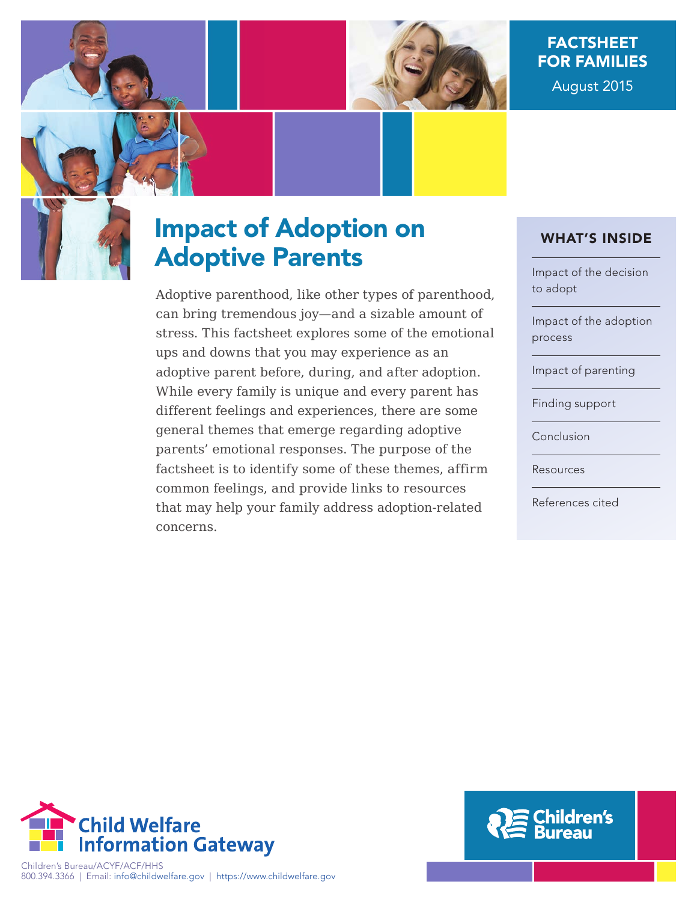FACTSHEET FOR FAMILIES

August 2015

# Impact of Adoption on Adoptive Parents

Adoptive parenthood, like other types of parenthood, can bring tremendous joy—and a sizable amount of stress. This factsheet explores some of the emotional ups and downs that you may experience as an adoptive parent before, during, and after adoption. While every family is unique and every parent has different feelings and experiences, there are some general themes that emerge regarding adoptive parents' emotional responses. The purpose of the factsheet is to identify some of these themes, affirm common feelings, and provide links to resources that may help your family address adoption-related concerns.

## WHAT'S INSIDE

- Impact of the decision to adopt
- Impact of the adoption process
- Impact of parenting
- Finding support
- Conclusion
- Resources
- References cited

Child Welfare Information Gateway

Children's Bureau/ACYF/ACF/HHS
800.394.3366 | Email: info@childwelfare.gov | https://www.childwelfare.gov

Children's Bureau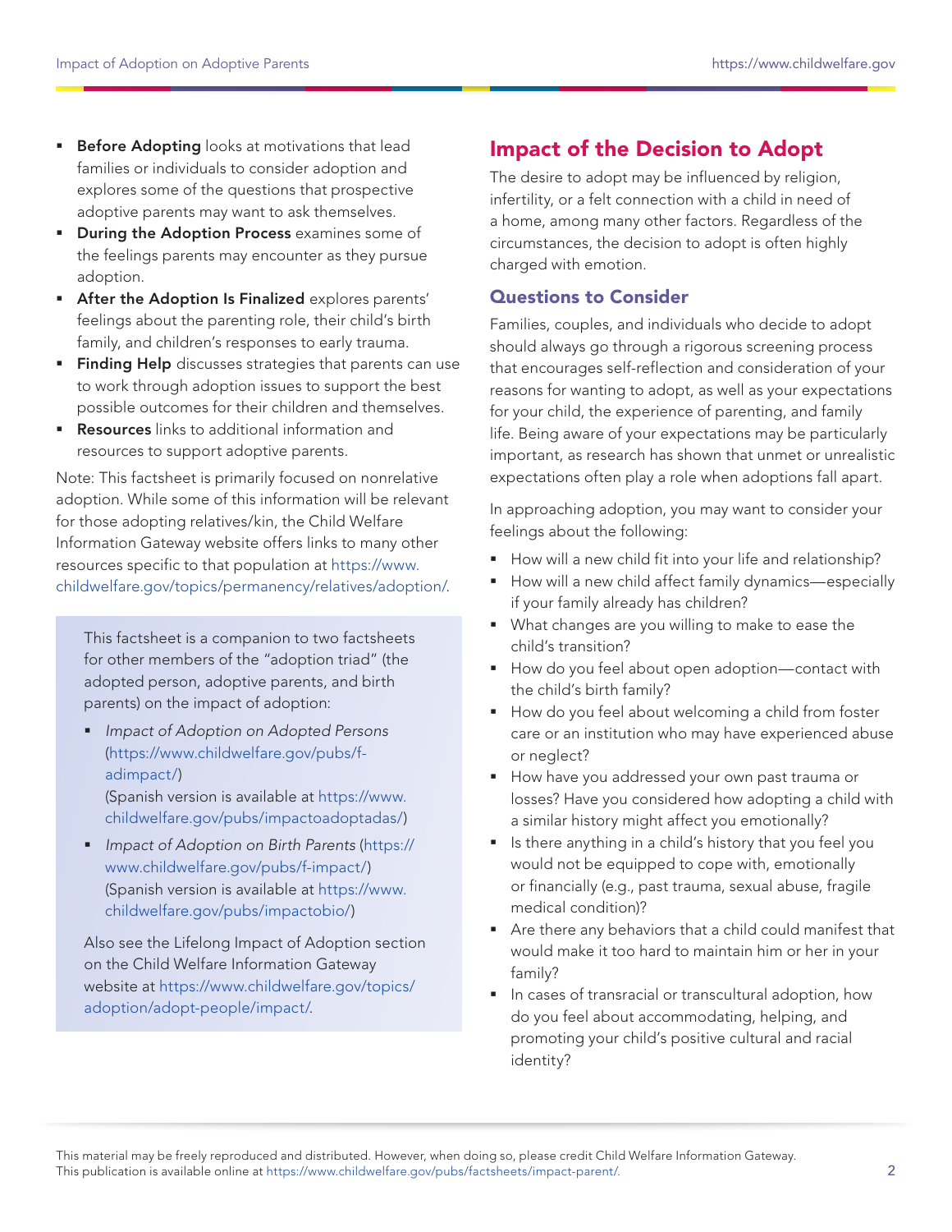- **Before Adopting** looks at motivations that lead families or individuals to consider adoption and explores some of the questions that prospective adoptive parents may want to ask themselves.
- **During the Adoption Process** examines some of the feelings parents may encounter as they pursue adoption.
- **After the Adoption Is Finalized** explores parents' feelings about the parenting role, their child's birth family, and children's responses to early trauma.
- **Finding Help** discusses strategies that parents can use to work through adoption issues to support the best possible outcomes for their children and themselves.
- **Resources** links to additional information and resources to support adoptive parents.

Note: This factsheet is primarily focused on nonrelative adoption. While some of this information will be relevant for those adopting relatives/kin, the Child Welfare Information Gateway website offers links to many other resources specific to that population at https://www.childwelfare.gov/topics/permanency/relatives/adoption/.

> This factsheet is a companion to two factsheets for other members of the "adoption triad" (the adopted person, adoptive parents, and birth parents) on the impact of adoption:
>
> - *Impact of Adoption on Adopted Persons* (https://www.childwelfare.gov/pubs/f-adimpact/) (Spanish version is available at https://www.childwelfare.gov/pubs/impactoadoptadas/)
> - *Impact of Adoption on Birth Parents* (https://www.childwelfare.gov/pubs/f-impact/) (Spanish version is available at https://www.childwelfare.gov/pubs/impactobio/)
>
> Also see the Lifelong Impact of Adoption section on the Child Welfare Information Gateway website at https://www.childwelfare.gov/topics/adoption/adopt-people/impact/.

## Impact of the Decision to Adopt

The desire to adopt may be influenced by religion, infertility, or a felt connection with a child in need of a home, among many other factors. Regardless of the circumstances, the decision to adopt is often highly charged with emotion.

### Questions to Consider

Families, couples, and individuals who decide to adopt should always go through a rigorous screening process that encourages self-reflection and consideration of your reasons for wanting to adopt, as well as your expectations for your child, the experience of parenting, and family life. Being aware of your expectations may be particularly important, as research has shown that unmet or unrealistic expectations often play a role when adoptions fall apart.

In approaching adoption, you may want to consider your feelings about the following:

- How will a new child fit into your life and relationship?
- How will a new child affect family dynamics—especially if your family already has children?
- What changes are you willing to make to ease the child's transition?
- How do you feel about open adoption—contact with the child's birth family?
- How do you feel about welcoming a child from foster care or an institution who may have experienced abuse or neglect?
- How have you addressed your own past trauma or losses? Have you considered how adopting a child with a similar history might affect you emotionally?
- Is there anything in a child's history that you feel you would not be equipped to cope with, emotionally or financially (e.g., past trauma, sexual abuse, fragile medical condition)?
- Are there any behaviors that a child could manifest that would make it too hard to maintain him or her in your family?
- In cases of transracial or transcultural adoption, how do you feel about accommodating, helping, and promoting your child's positive cultural and racial identity?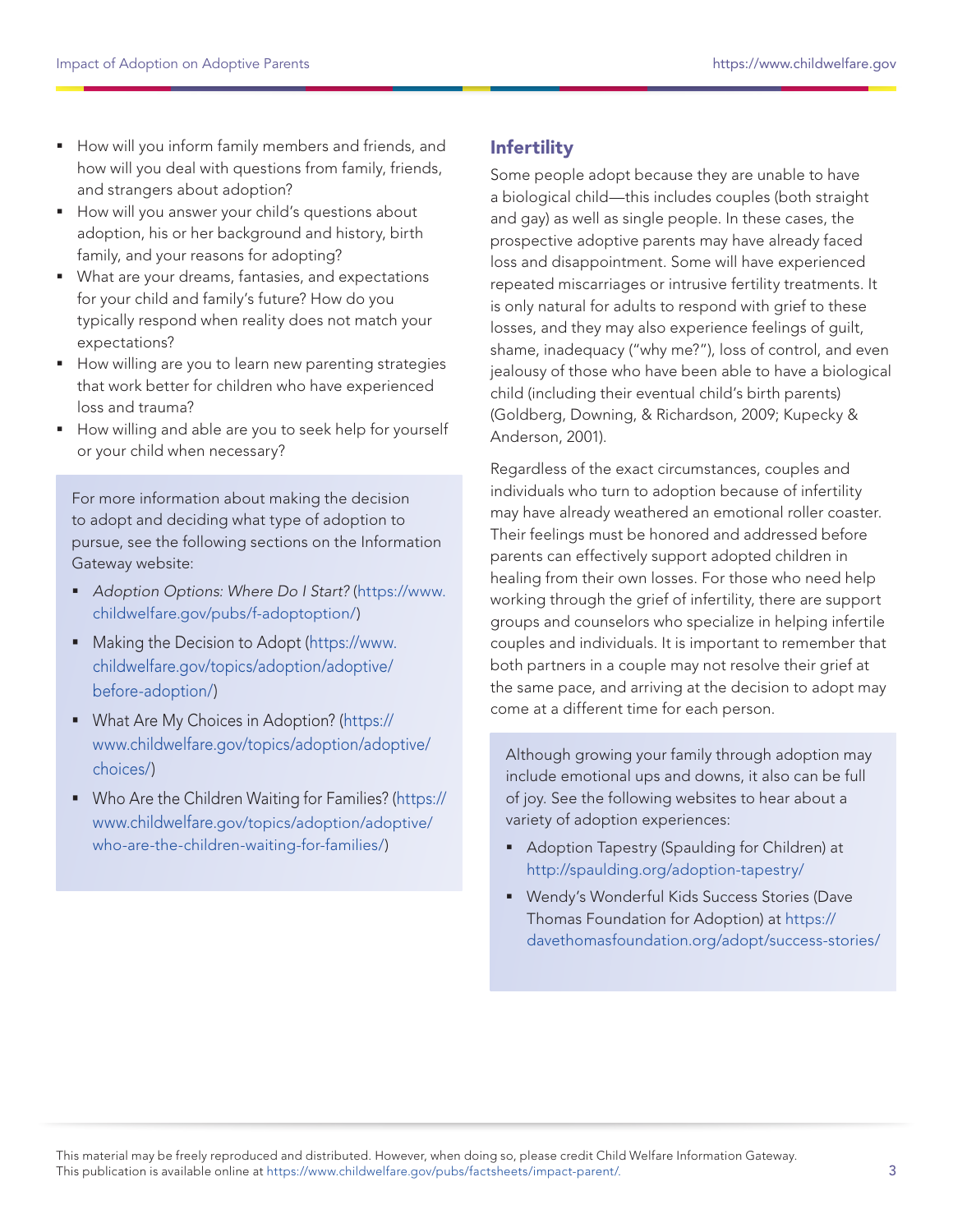- How will you inform family members and friends, and how will you deal with questions from family, friends, and strangers about adoption?
- How will you answer your child's questions about adoption, his or her background and history, birth family, and your reasons for adopting?
- What are your dreams, fantasies, and expectations for your child and family's future? How do you typically respond when reality does not match your expectations?
- How willing are you to learn new parenting strategies that work better for children who have experienced loss and trauma?
- How willing and able are you to seek help for yourself or your child when necessary?

For more information about making the decision to adopt and deciding what type of adoption to pursue, see the following sections on the Information Gateway website:

- *Adoption Options: Where Do I Start?* (https://www.childwelfare.gov/pubs/f-adoptoption/)
- Making the Decision to Adopt (https://www.childwelfare.gov/topics/adoption/adoptive/before-adoption/)
- What Are My Choices in Adoption? (https://www.childwelfare.gov/topics/adoption/adoptive/choices/)
- Who Are the Children Waiting for Families? (https://www.childwelfare.gov/topics/adoption/adoptive/who-are-the-children-waiting-for-families/)

## Infertility

Some people adopt because they are unable to have a biological child—this includes couples (both straight and gay) as well as single people. In these cases, the prospective adoptive parents may have already faced loss and disappointment. Some will have experienced repeated miscarriages or intrusive fertility treatments. It is only natural for adults to respond with grief to these losses, and they may also experience feelings of guilt, shame, inadequacy ("why me?"), loss of control, and even jealousy of those who have been able to have a biological child (including their eventual child's birth parents) (Goldberg, Downing, & Richardson, 2009; Kupecky & Anderson, 2001).

Regardless of the exact circumstances, couples and individuals who turn to adoption because of infertility may have already weathered an emotional roller coaster. Their feelings must be honored and addressed before parents can effectively support adopted children in healing from their own losses. For those who need help working through the grief of infertility, there are support groups and counselors who specialize in helping infertile couples and individuals. It is important to remember that both partners in a couple may not resolve their grief at the same pace, and arriving at the decision to adopt may come at a different time for each person.

Although growing your family through adoption may include emotional ups and downs, it also can be full of joy. See the following websites to hear about a variety of adoption experiences:

- Adoption Tapestry (Spaulding for Children) at http://spaulding.org/adoption-tapestry/
- Wendy's Wonderful Kids Success Stories (Dave Thomas Foundation for Adoption) at https://davethomasfoundation.org/adopt/success-stories/

This material may be freely reproduced and distributed. However, when doing so, please credit Child Welfare Information Gateway. This publication is available online at https://www.childwelfare.gov/pubs/factsheets/impact-parent/.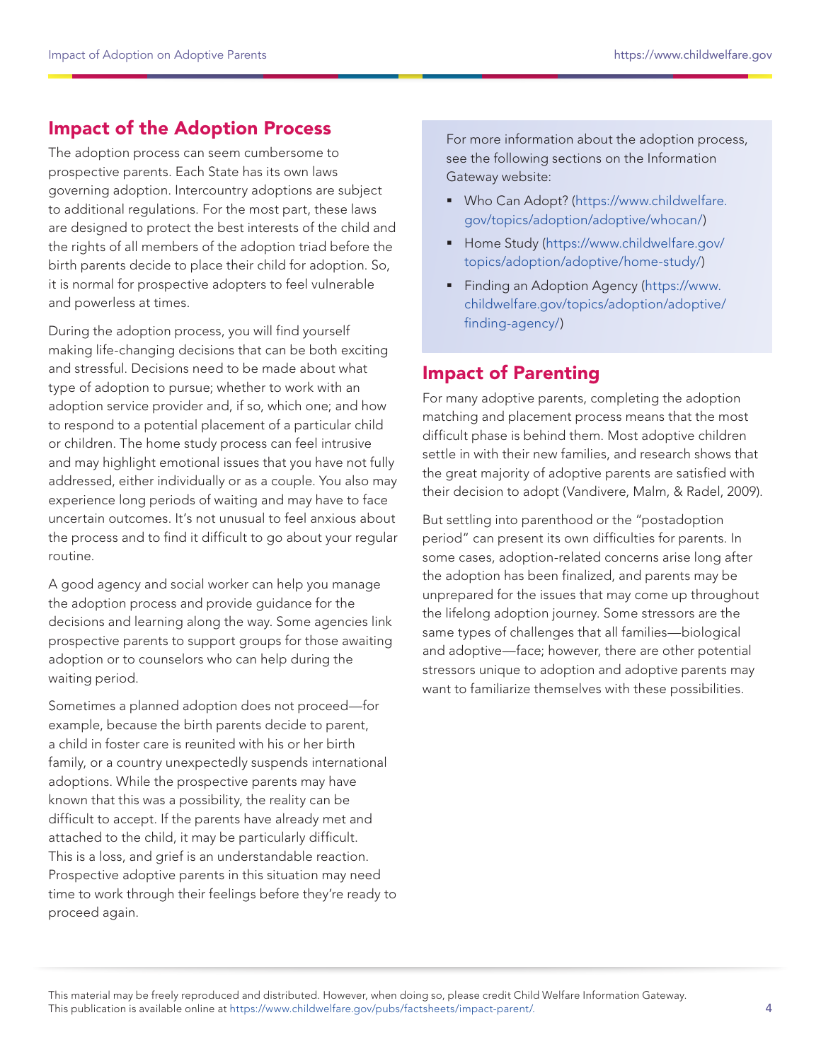## Impact of the Adoption Process

The adoption process can seem cumbersome to prospective parents. Each State has its own laws governing adoption. Intercountry adoptions are subject to additional regulations. For the most part, these laws are designed to protect the best interests of the child and the rights of all members of the adoption triad before the birth parents decide to place their child for adoption. So, it is normal for prospective adopters to feel vulnerable and powerless at times.

During the adoption process, you will find yourself making life-changing decisions that can be both exciting and stressful. Decisions need to be made about what type of adoption to pursue; whether to work with an adoption service provider and, if so, which one; and how to respond to a potential placement of a particular child or children. The home study process can feel intrusive and may highlight emotional issues that you have not fully addressed, either individually or as a couple. You also may experience long periods of waiting and may have to face uncertain outcomes. It's not unusual to feel anxious about the process and to find it difficult to go about your regular routine.

A good agency and social worker can help you manage the adoption process and provide guidance for the decisions and learning along the way. Some agencies link prospective parents to support groups for those awaiting adoption or to counselors who can help during the waiting period.

Sometimes a planned adoption does not proceed—for example, because the birth parents decide to parent, a child in foster care is reunited with his or her birth family, or a country unexpectedly suspends international adoptions. While the prospective parents may have known that this was a possibility, the reality can be difficult to accept. If the parents have already met and attached to the child, it may be particularly difficult. This is a loss, and grief is an understandable reaction. Prospective adoptive parents in this situation may need time to work through their feelings before they're ready to proceed again.

For more information about the adoption process, see the following sections on the Information Gateway website:

- Who Can Adopt? (https://www.childwelfare.gov/topics/adoption/adoptive/whocan/)
- Home Study (https://www.childwelfare.gov/topics/adoption/adoptive/home-study/)
- Finding an Adoption Agency (https://www.childwelfare.gov/topics/adoption/adoptive/finding-agency/)

## Impact of Parenting

For many adoptive parents, completing the adoption matching and placement process means that the most difficult phase is behind them. Most adoptive children settle in with their new families, and research shows that the great majority of adoptive parents are satisfied with their decision to adopt (Vandivere, Malm, & Radel, 2009).

But settling into parenthood or the "postadoption period" can present its own difficulties for parents. In some cases, adoption-related concerns arise long after the adoption has been finalized, and parents may be unprepared for the issues that may come up throughout the lifelong adoption journey. Some stressors are the same types of challenges that all families—biological and adoptive—face; however, there are other potential stressors unique to adoption and adoptive parents may want to familiarize themselves with these possibilities.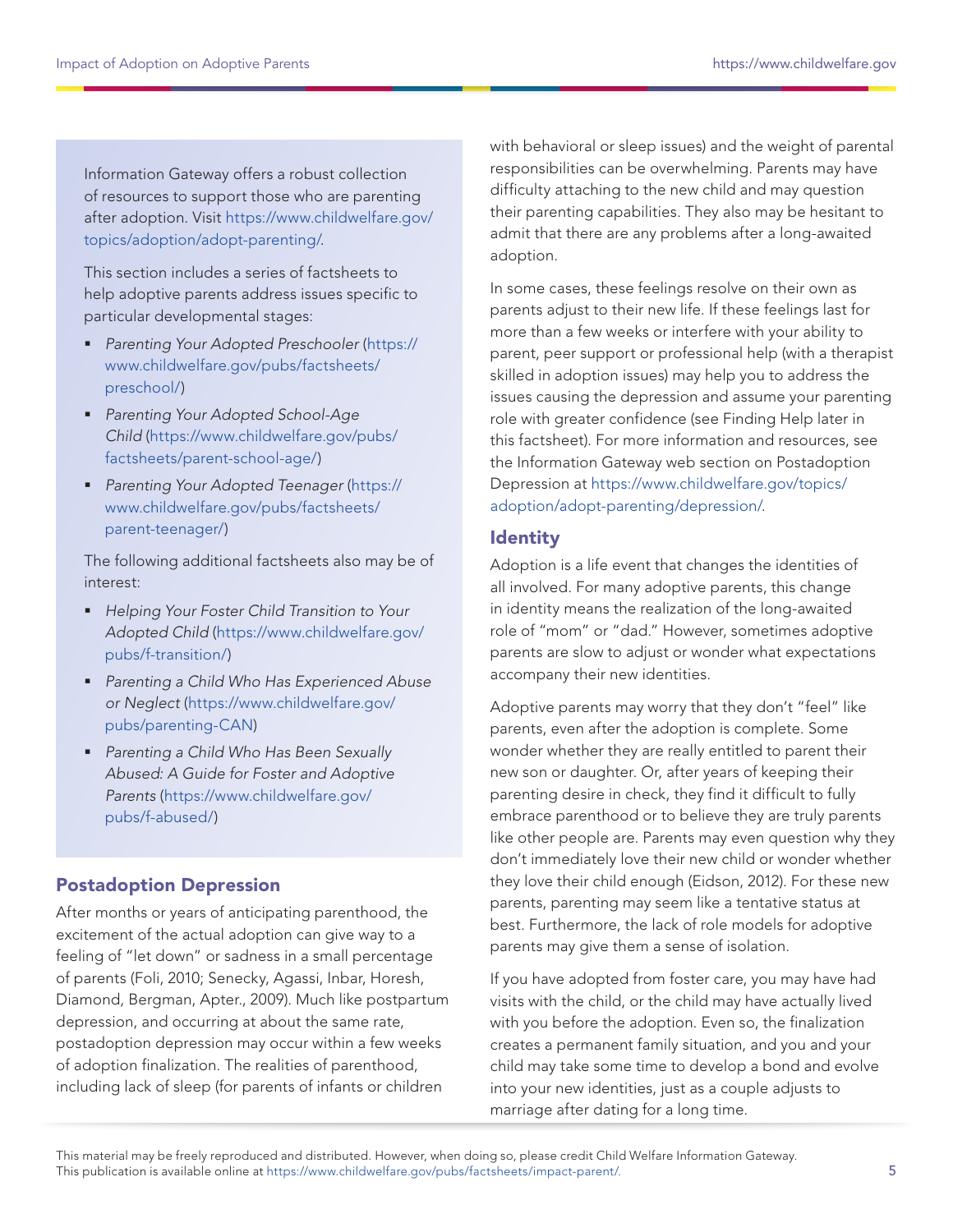Information Gateway offers a robust collection of resources to support those who are parenting after adoption. Visit https://www.childwelfare.gov/topics/adoption/adopt-parenting/.

This section includes a series of factsheets to help adoptive parents address issues specific to particular developmental stages:

- *Parenting Your Adopted Preschooler* (https://www.childwelfare.gov/pubs/factsheets/preschool/)
- *Parenting Your Adopted School-Age Child* (https://www.childwelfare.gov/pubs/factsheets/parent-school-age/)
- *Parenting Your Adopted Teenager* (https://www.childwelfare.gov/pubs/factsheets/parent-teenager/)

The following additional factsheets also may be of interest:

- *Helping Your Foster Child Transition to Your Adopted Child* (https://www.childwelfare.gov/pubs/f-transition/)
- *Parenting a Child Who Has Experienced Abuse or Neglect* (https://www.childwelfare.gov/pubs/parenting-CAN)
- *Parenting a Child Who Has Been Sexually Abused: A Guide for Foster and Adoptive Parents* (https://www.childwelfare.gov/pubs/f-abused/)

## Postadoption Depression

After months or years of anticipating parenthood, the excitement of the actual adoption can give way to a feeling of "let down" or sadness in a small percentage of parents (Foli, 2010; Senecky, Agassi, Inbar, Horesh, Diamond, Bergman, Apter., 2009). Much like postpartum depression, and occurring at about the same rate, postadoption depression may occur within a few weeks of adoption finalization. The realities of parenthood, including lack of sleep (for parents of infants or children with behavioral or sleep issues) and the weight of parental responsibilities can be overwhelming. Parents may have difficulty attaching to the new child and may question their parenting capabilities. They also may be hesitant to admit that there are any problems after a long-awaited adoption.

In some cases, these feelings resolve on their own as parents adjust to their new life. If these feelings last for more than a few weeks or interfere with your ability to parent, peer support or professional help (with a therapist skilled in adoption issues) may help you to address the issues causing the depression and assume your parenting role with greater confidence (see Finding Help later in this factsheet). For more information and resources, see the Information Gateway web section on Postadoption Depression at https://www.childwelfare.gov/topics/adoption/adopt-parenting/depression/.

## Identity

Adoption is a life event that changes the identities of all involved. For many adoptive parents, this change in identity means the realization of the long-awaited role of "mom" or "dad." However, sometimes adoptive parents are slow to adjust or wonder what expectations accompany their new identities.

Adoptive parents may worry that they don't "feel" like parents, even after the adoption is complete. Some wonder whether they are really entitled to parent their new son or daughter. Or, after years of keeping their parenting desire in check, they find it difficult to fully embrace parenthood or to believe they are truly parents like other people are. Parents may even question why they don't immediately love their new child or wonder whether they love their child enough (Eidson, 2012). For these new parents, parenting may seem like a tentative status at best. Furthermore, the lack of role models for adoptive parents may give them a sense of isolation.

If you have adopted from foster care, you may have had visits with the child, or the child may have actually lived with you before the adoption. Even so, the finalization creates a permanent family situation, and you and your child may take some time to develop a bond and evolve into your new identities, just as a couple adjusts to marriage after dating for a long time.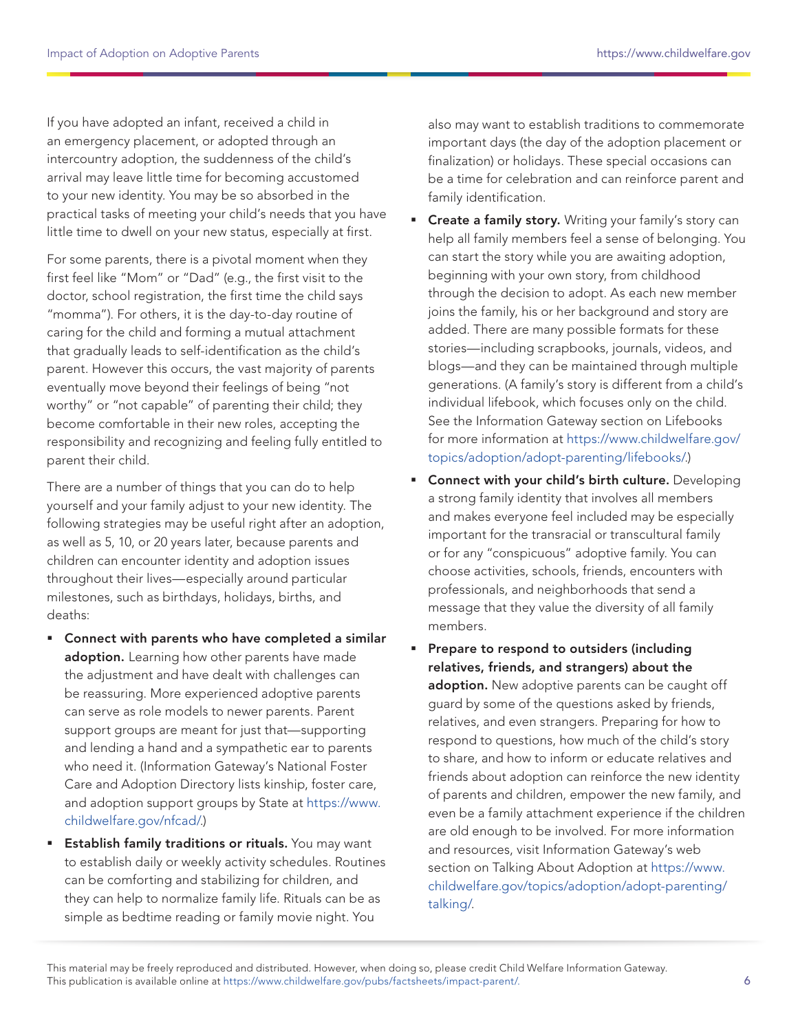If you have adopted an infant, received a child in an emergency placement, or adopted through an intercountry adoption, the suddenness of the child's arrival may leave little time for becoming accustomed to your new identity. You may be so absorbed in the practical tasks of meeting your child's needs that you have little time to dwell on your new status, especially at first.

For some parents, there is a pivotal moment when they first feel like "Mom" or "Dad" (e.g., the first visit to the doctor, school registration, the first time the child says "momma"). For others, it is the day-to-day routine of caring for the child and forming a mutual attachment that gradually leads to self-identification as the child's parent. However this occurs, the vast majority of parents eventually move beyond their feelings of being "not worthy" or "not capable" of parenting their child; they become comfortable in their new roles, accepting the responsibility and recognizing and feeling fully entitled to parent their child.

There are a number of things that you can do to help yourself and your family adjust to your new identity. The following strategies may be useful right after an adoption, as well as 5, 10, or 20 years later, because parents and children can encounter identity and adoption issues throughout their lives—especially around particular milestones, such as birthdays, holidays, births, and deaths:

- **Connect with parents who have completed a similar adoption.** Learning how other parents have made the adjustment and have dealt with challenges can be reassuring. More experienced adoptive parents can serve as role models to newer parents. Parent support groups are meant for just that—supporting and lending a hand and a sympathetic ear to parents who need it. (Information Gateway's National Foster Care and Adoption Directory lists kinship, foster care, and adoption support groups by State at https://www.childwelfare.gov/nfcad/.)
- **Establish family traditions or rituals.** You may want to establish daily or weekly activity schedules. Routines can be comforting and stabilizing for children, and they can help to normalize family life. Rituals can be as simple as bedtime reading or family movie night. You also may want to establish traditions to commemorate important days (the day of the adoption placement or finalization) or holidays. These special occasions can be a time for celebration and can reinforce parent and family identification.
- **Create a family story.** Writing your family's story can help all family members feel a sense of belonging. You can start the story while you are awaiting adoption, beginning with your own story, from childhood through the decision to adopt. As each new member joins the family, his or her background and story are added. There are many possible formats for these stories—including scrapbooks, journals, videos, and blogs—and they can be maintained through multiple generations. (A family's story is different from a child's individual lifebook, which focuses only on the child. See the Information Gateway section on Lifebooks for more information at https://www.childwelfare.gov/topics/adoption/adopt-parenting/lifebooks/.)
- **Connect with your child's birth culture.** Developing a strong family identity that involves all members and makes everyone feel included may be especially important for the transracial or transcultural family or for any "conspicuous" adoptive family. You can choose activities, schools, friends, encounters with professionals, and neighborhoods that send a message that they value the diversity of all family members.
- **Prepare to respond to outsiders (including relatives, friends, and strangers) about the adoption.** New adoptive parents can be caught off guard by some of the questions asked by friends, relatives, and even strangers. Preparing for how to respond to questions, how much of the child's story to share, and how to inform or educate relatives and friends about adoption can reinforce the new identity of parents and children, empower the new family, and even be a family attachment experience if the children are old enough to be involved. For more information and resources, visit Information Gateway's web section on Talking About Adoption at https://www.childwelfare.gov/topics/adoption/adopt-parenting/talking/.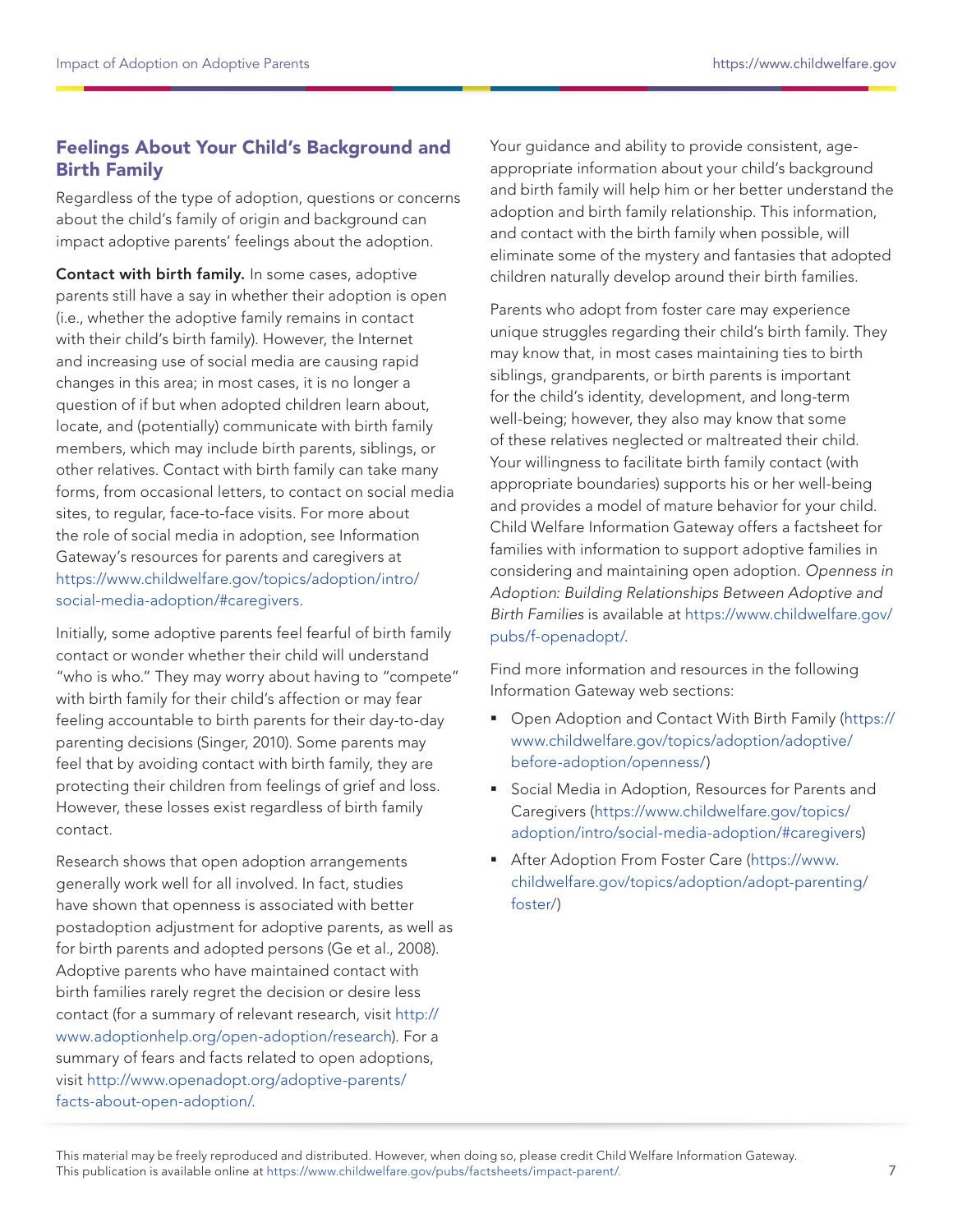## Feelings About Your Child's Background and Birth Family

Regardless of the type of adoption, questions or concerns about the child's family of origin and background can impact adoptive parents' feelings about the adoption.

**Contact with birth family.** In some cases, adoptive parents still have a say in whether their adoption is open (i.e., whether the adoptive family remains in contact with their child's birth family). However, the Internet and increasing use of social media are causing rapid changes in this area; in most cases, it is no longer a question of if but when adopted children learn about, locate, and (potentially) communicate with birth family members, which may include birth parents, siblings, or other relatives. Contact with birth family can take many forms, from occasional letters, to contact on social media sites, to regular, face-to-face visits. For more about the role of social media in adoption, see Information Gateway's resources for parents and caregivers at https://www.childwelfare.gov/topics/adoption/intro/social-media-adoption/#caregivers.

Initially, some adoptive parents feel fearful of birth family contact or wonder whether their child will understand "who is who." They may worry about having to "compete" with birth family for their child's affection or may fear feeling accountable to birth parents for their day-to-day parenting decisions (Singer, 2010). Some parents may feel that by avoiding contact with birth family, they are protecting their children from feelings of grief and loss. However, these losses exist regardless of birth family contact.

Research shows that open adoption arrangements generally work well for all involved. In fact, studies have shown that openness is associated with better postadoption adjustment for adoptive parents, as well as for birth parents and adopted persons (Ge et al., 2008). Adoptive parents who have maintained contact with birth families rarely regret the decision or desire less contact (for a summary of relevant research, visit http://www.adoptionhelp.org/open-adoption/research). For a summary of fears and facts related to open adoptions, visit http://www.openadopt.org/adoptive-parents/facts-about-open-adoption/.

Your guidance and ability to provide consistent, age-appropriate information about your child's background and birth family will help him or her better understand the adoption and birth family relationship. This information, and contact with the birth family when possible, will eliminate some of the mystery and fantasies that adopted children naturally develop around their birth families.

Parents who adopt from foster care may experience unique struggles regarding their child's birth family. They may know that, in most cases maintaining ties to birth siblings, grandparents, or birth parents is important for the child's identity, development, and long-term well-being; however, they also may know that some of these relatives neglected or maltreated their child. Your willingness to facilitate birth family contact (with appropriate boundaries) supports his or her well-being and provides a model of mature behavior for your child. Child Welfare Information Gateway offers a factsheet for families with information to support adoptive families in considering and maintaining open adoption. *Openness in Adoption: Building Relationships Between Adoptive and Birth Families* is available at https://www.childwelfare.gov/pubs/f-openadopt/.

Find more information and resources in the following Information Gateway web sections:

- Open Adoption and Contact With Birth Family (https://www.childwelfare.gov/topics/adoption/adoptive/before-adoption/openness/)
- Social Media in Adoption, Resources for Parents and Caregivers (https://www.childwelfare.gov/topics/adoption/intro/social-media-adoption/#caregivers)
- After Adoption From Foster Care (https://www.childwelfare.gov/topics/adoption/adopt-parenting/foster/)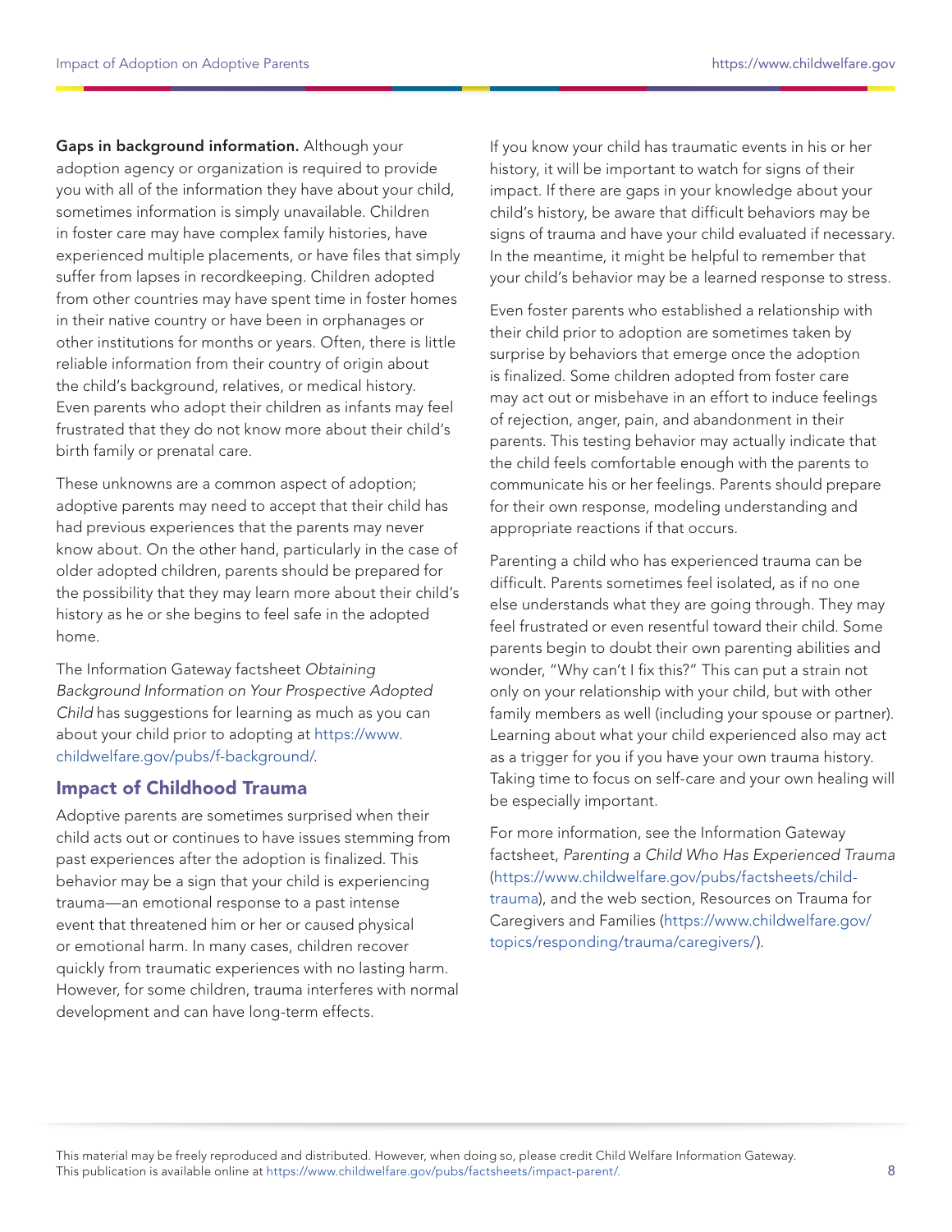**Gaps in background information.** Although your adoption agency or organization is required to provide you with all of the information they have about your child, sometimes information is simply unavailable. Children in foster care may have complex family histories, have experienced multiple placements, or have files that simply suffer from lapses in recordkeeping. Children adopted from other countries may have spent time in foster homes in their native country or have been in orphanages or other institutions for months or years. Often, there is little reliable information from their country of origin about the child's background, relatives, or medical history. Even parents who adopt their children as infants may feel frustrated that they do not know more about their child's birth family or prenatal care.

These unknowns are a common aspect of adoption; adoptive parents may need to accept that their child has had previous experiences that the parents may never know about. On the other hand, particularly in the case of older adopted children, parents should be prepared for the possibility that they may learn more about their child's history as he or she begins to feel safe in the adopted home.

The Information Gateway factsheet *Obtaining Background Information on Your Prospective Adopted Child* has suggestions for learning as much as you can about your child prior to adopting at https://www.childwelfare.gov/pubs/f-background/.

## Impact of Childhood Trauma

Adoptive parents are sometimes surprised when their child acts out or continues to have issues stemming from past experiences after the adoption is finalized. This behavior may be a sign that your child is experiencing trauma—an emotional response to a past intense event that threatened him or her or caused physical or emotional harm. In many cases, children recover quickly from traumatic experiences with no lasting harm. However, for some children, trauma interferes with normal development and can have long-term effects.

If you know your child has traumatic events in his or her history, it will be important to watch for signs of their impact. If there are gaps in your knowledge about your child's history, be aware that difficult behaviors may be signs of trauma and have your child evaluated if necessary. In the meantime, it might be helpful to remember that your child's behavior may be a learned response to stress.

Even foster parents who established a relationship with their child prior to adoption are sometimes taken by surprise by behaviors that emerge once the adoption is finalized. Some children adopted from foster care may act out or misbehave in an effort to induce feelings of rejection, anger, pain, and abandonment in their parents. This testing behavior may actually indicate that the child feels comfortable enough with the parents to communicate his or her feelings. Parents should prepare for their own response, modeling understanding and appropriate reactions if that occurs.

Parenting a child who has experienced trauma can be difficult. Parents sometimes feel isolated, as if no one else understands what they are going through. They may feel frustrated or even resentful toward their child. Some parents begin to doubt their own parenting abilities and wonder, "Why can't I fix this?" This can put a strain not only on your relationship with your child, but with other family members as well (including your spouse or partner). Learning about what your child experienced also may act as a trigger for you if you have your own trauma history. Taking time to focus on self-care and your own healing will be especially important.

For more information, see the Information Gateway factsheet, *Parenting a Child Who Has Experienced Trauma* (https://www.childwelfare.gov/pubs/factsheets/child-trauma), and the web section, Resources on Trauma for Caregivers and Families (https://www.childwelfare.gov/topics/responding/trauma/caregivers/).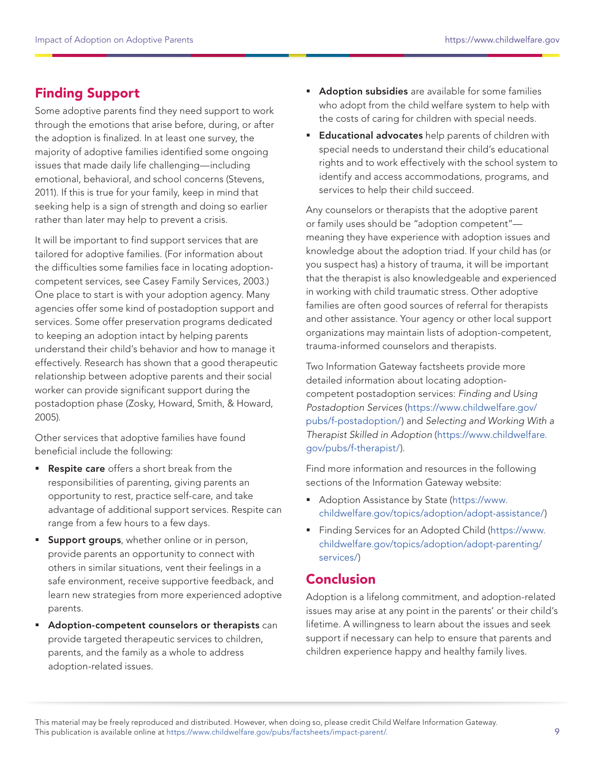## Finding Support

Some adoptive parents find they need support to work through the emotions that arise before, during, or after the adoption is finalized. In at least one survey, the majority of adoptive families identified some ongoing issues that made daily life challenging—including emotional, behavioral, and school concerns (Stevens, 2011). If this is true for your family, keep in mind that seeking help is a sign of strength and doing so earlier rather than later may help to prevent a crisis.

It will be important to find support services that are tailored for adoptive families. (For information about the difficulties some families face in locating adoption-competent services, see Casey Family Services, 2003.) One place to start is with your adoption agency. Many agencies offer some kind of postadoption support and services. Some offer preservation programs dedicated to keeping an adoption intact by helping parents understand their child's behavior and how to manage it effectively. Research has shown that a good therapeutic relationship between adoptive parents and their social worker can provide significant support during the postadoption phase (Zosky, Howard, Smith, & Howard, 2005).

Other services that adoptive families have found beneficial include the following:

- **Respite care** offers a short break from the responsibilities of parenting, giving parents an opportunity to rest, practice self-care, and take advantage of additional support services. Respite can range from a few hours to a few days.
- **Support groups**, whether online or in person, provide parents an opportunity to connect with others in similar situations, vent their feelings in a safe environment, receive supportive feedback, and learn new strategies from more experienced adoptive parents.
- **Adoption-competent counselors or therapists** can provide targeted therapeutic services to children, parents, and the family as a whole to address adoption-related issues.
- **Adoption subsidies** are available for some families who adopt from the child welfare system to help with the costs of caring for children with special needs.
- **Educational advocates** help parents of children with special needs to understand their child's educational rights and to work effectively with the school system to identify and access accommodations, programs, and services to help their child succeed.

Any counselors or therapists that the adoptive parent or family uses should be "adoption competent"—meaning they have experience with adoption issues and knowledge about the adoption triad. If your child has (or you suspect has) a history of trauma, it will be important that the therapist is also knowledgeable and experienced in working with child traumatic stress. Other adoptive families are often good sources of referral for therapists and other assistance. Your agency or other local support organizations may maintain lists of adoption-competent, trauma-informed counselors and therapists.

Two Information Gateway factsheets provide more detailed information about locating adoption-competent postadoption services: *Finding and Using Postadoption Services* (https://www.childwelfare.gov/pubs/f-postadoption/) and *Selecting and Working With a Therapist Skilled in Adoption* (https://www.childwelfare.gov/pubs/f-therapist/).

Find more information and resources in the following sections of the Information Gateway website:

- Adoption Assistance by State (https://www.childwelfare.gov/topics/adoption/adopt-assistance/)
- Finding Services for an Adopted Child (https://www.childwelfare.gov/topics/adoption/adopt-parenting/services/)

## Conclusion

Adoption is a lifelong commitment, and adoption-related issues may arise at any point in the parents' or their child's lifetime. A willingness to learn about the issues and seek support if necessary can help to ensure that parents and children experience happy and healthy family lives.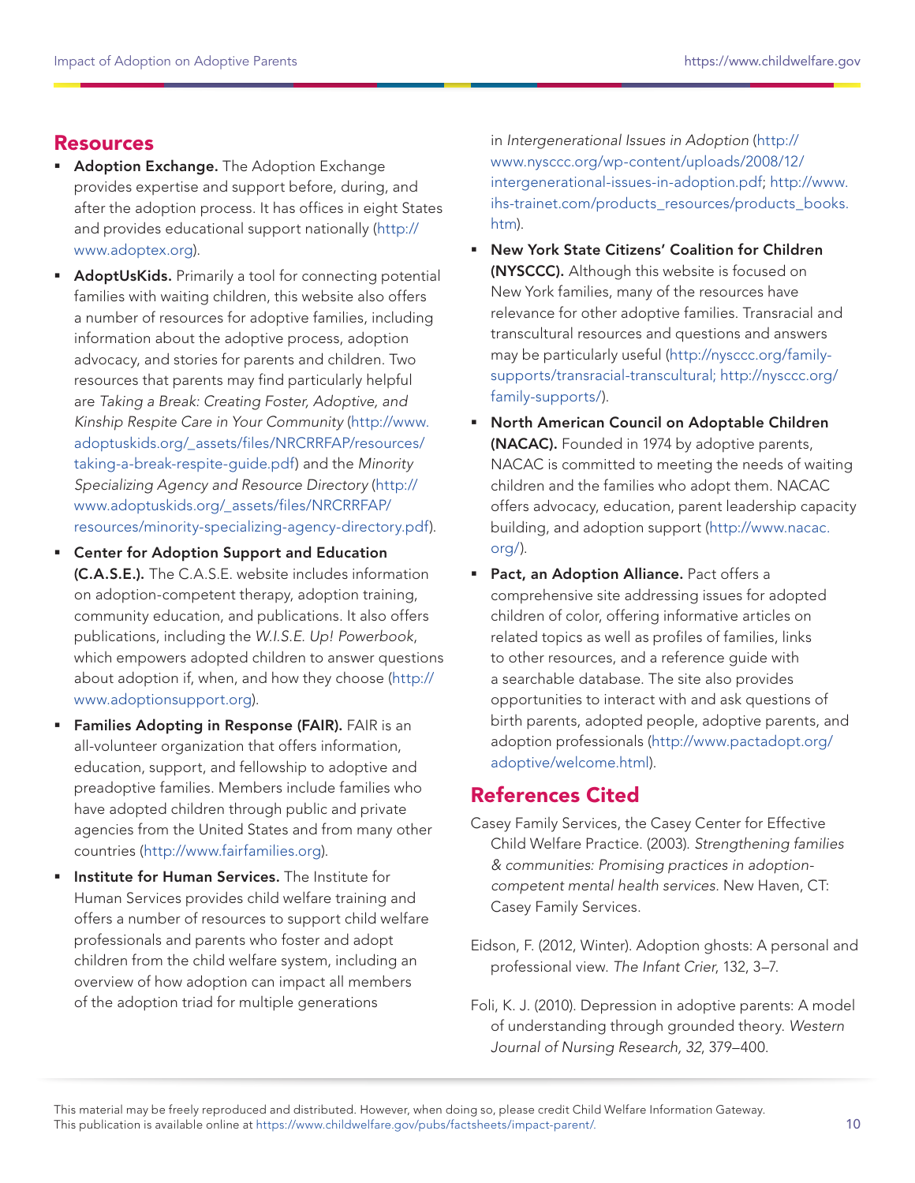## Resources

- **Adoption Exchange.** The Adoption Exchange provides expertise and support before, during, and after the adoption process. It has offices in eight States and provides educational support nationally (http://www.adoptex.org).
- **AdoptUsKids.** Primarily a tool for connecting potential families with waiting children, this website also offers a number of resources for adoptive families, including information about the adoptive process, adoption advocacy, and stories for parents and children. Two resources that parents may find particularly helpful are *Taking a Break: Creating Foster, Adoptive, and Kinship Respite Care in Your Community* (http://www.adoptuskids.org/_assets/files/NRCRRFAP/resources/taking-a-break-respite-guide.pdf) and the *Minority Specializing Agency and Resource Directory* (http://www.adoptuskids.org/_assets/files/NRCRRFAP/resources/minority-specializing-agency-directory.pdf).
- **Center for Adoption Support and Education (C.A.S.E.).** The C.A.S.E. website includes information on adoption-competent therapy, adoption training, community education, and publications. It also offers publications, including the *W.I.S.E. Up! Powerbook*, which empowers adopted children to answer questions about adoption if, when, and how they choose (http://www.adoptionsupport.org).
- **Families Adopting in Response (FAIR).** FAIR is an all-volunteer organization that offers information, education, support, and fellowship to adoptive and preadoptive families. Members include families who have adopted children through public and private agencies from the United States and from many other countries (http://www.fairfamilies.org).
- **Institute for Human Services.** The Institute for Human Services provides child welfare training and offers a number of resources to support child welfare professionals and parents who foster and adopt children from the child welfare system, including an overview of how adoption can impact all members of the adoption triad for multiple generations in *Intergenerational Issues in Adoption* (http://www.nysccc.org/wp-content/uploads/2008/12/intergenerational-issues-in-adoption.pdf; http://www.ihs-trainet.com/products_resources/products_books.htm).
- **New York State Citizens' Coalition for Children (NYSCCC).** Although this website is focused on New York families, many of the resources have relevance for other adoptive families. Transracial and transcultural resources and questions and answers may be particularly useful (http://nysccc.org/family-supports/transracial-transcultural; http://nysccc.org/family-supports/).
- **North American Council on Adoptable Children (NACAC).** Founded in 1974 by adoptive parents, NACAC is committed to meeting the needs of waiting children and the families who adopt them. NACAC offers advocacy, education, parent leadership capacity building, and adoption support (http://www.nacac.org/).
- **Pact, an Adoption Alliance.** Pact offers a comprehensive site addressing issues for adopted children of color, offering informative articles on related topics as well as profiles of families, links to other resources, and a reference guide with a searchable database. The site also provides opportunities to interact with and ask questions of birth parents, adopted people, adoptive parents, and adoption professionals (http://www.pactadopt.org/adoptive/welcome.html).

## References Cited

Casey Family Services, the Casey Center for Effective Child Welfare Practice. (2003). *Strengthening families & communities: Promising practices in adoption-competent mental health services*. New Haven, CT: Casey Family Services.

Eidson, F. (2012, Winter). Adoption ghosts: A personal and professional view. *The Infant Crier*, 132, 3–7.

Foli, K. J. (2010). Depression in adoptive parents: A model of understanding through grounded theory. *Western Journal of Nursing Research, 32*, 379–400.

This material may be freely reproduced and distributed. However, when doing so, please credit Child Welfare Information Gateway. This publication is available online at https://www.childwelfare.gov/pubs/factsheets/impact-parent/.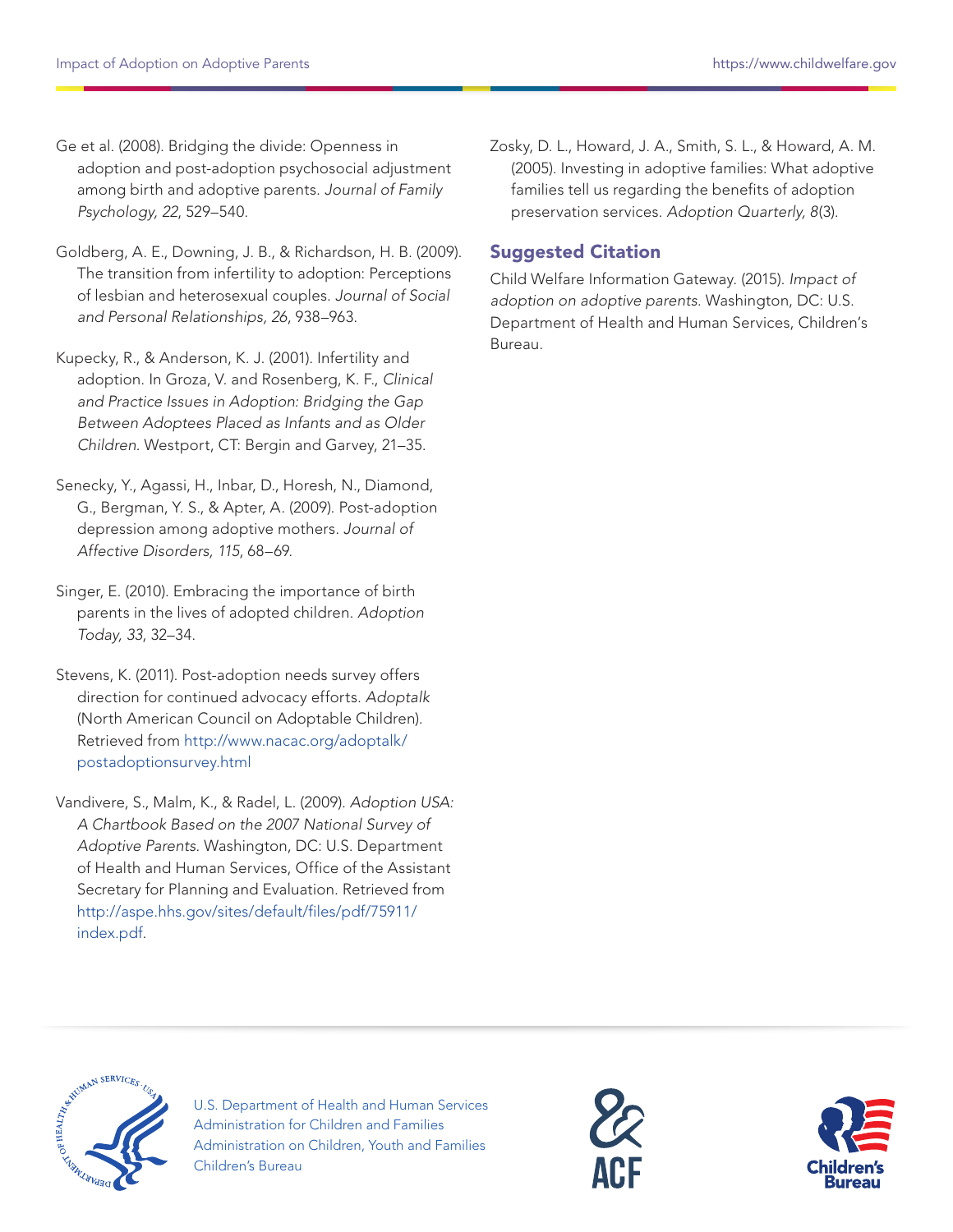Ge et al. (2008). Bridging the divide: Openness in adoption and post-adoption psychosocial adjustment among birth and adoptive parents. *Journal of Family Psychology, 22*, 529–540.

Goldberg, A. E., Downing, J. B., & Richardson, H. B. (2009). The transition from infertility to adoption: Perceptions of lesbian and heterosexual couples. *Journal of Social and Personal Relationships, 26*, 938–963.

Kupecky, R., & Anderson, K. J. (2001). Infertility and adoption. In Groza, V. and Rosenberg, K. F., *Clinical and Practice Issues in Adoption: Bridging the Gap Between Adoptees Placed as Infants and as Older Children.* Westport, CT: Bergin and Garvey, 21–35.

Senecky, Y., Agassi, H., Inbar, D., Horesh, N., Diamond, G., Bergman, Y. S., & Apter, A. (2009). Post-adoption depression among adoptive mothers. *Journal of Affective Disorders, 115*, 68–69.

Singer, E. (2010). Embracing the importance of birth parents in the lives of adopted children. *Adoption Today, 33*, 32–34.

Stevens, K. (2011). Post-adoption needs survey offers direction for continued advocacy efforts. *Adoptalk* (North American Council on Adoptable Children). Retrieved from http://www.nacac.org/adoptalk/postadoptionsurvey.html

Vandivere, S., Malm, K., & Radel, L. (2009). *Adoption USA: A Chartbook Based on the 2007 National Survey of Adoptive Parents.* Washington, DC: U.S. Department of Health and Human Services, Office of the Assistant Secretary for Planning and Evaluation. Retrieved from http://aspe.hhs.gov/sites/default/files/pdf/75911/index.pdf.

Zosky, D. L., Howard, J. A., Smith, S. L., & Howard, A. M. (2005). Investing in adoptive families: What adoptive families tell us regarding the benefits of adoption preservation services. *Adoption Quarterly, 8*(3).

## Suggested Citation

Child Welfare Information Gateway. (2015). *Impact of adoption on adoptive parents.* Washington, DC: U.S. Department of Health and Human Services, Children's Bureau.

U.S. Department of Health and Human Services
Administration for Children and Families
Administration on Children, Youth and Families
Children's Bureau